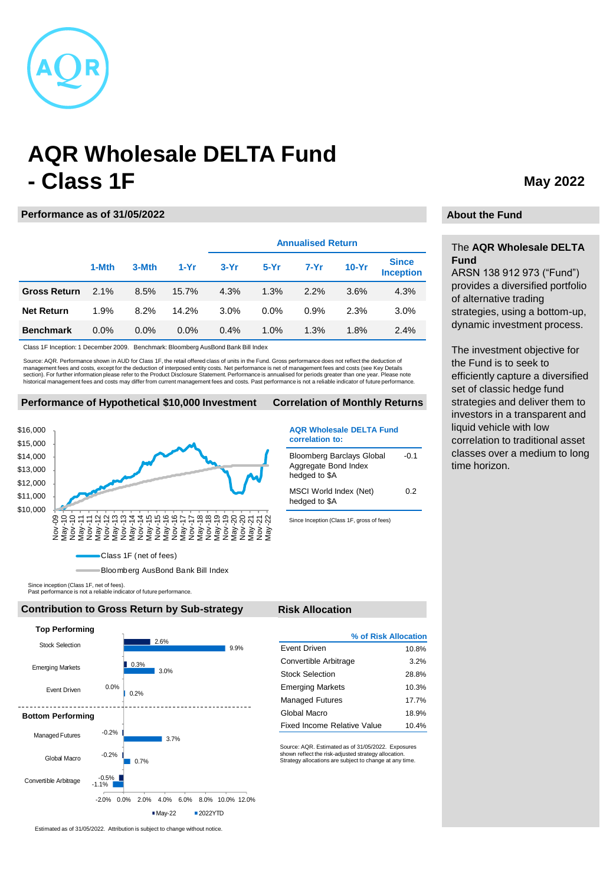# AQR Wholesale DELTA Fund - Class 1F

**May 2022**

## Performance as of 31/05/2022

| | 1-Mth | 3-Mth | 1-Yr | 3-Yr | 5-Yr | 7-Yr | 10-Yr | Since Inception |
|---|---|---|---|---|---|---|---|---|
| | | | | Annualised Return | | | | |
| **Gross Return** | 2.1% | 8.5% | 15.7% | 4.3% | 1.3% | 2.2% | 3.6% | 4.3% |
| **Net Return** | 1.9% | 8.2% | 14.2% | 3.0% | 0.0% | 0.9% | 2.3% | 3.0% |
| **Benchmark** | 0.0% | 0.0% | 0.0% | 0.4% | 1.0% | 1.3% | 1.8% | 2.4% |

Class 1F Inception: 1 December 2009. Benchmark: Bloomberg AusBond Bank Bill Index

Source: AQR. Performance shown in AUD for Class 1F, the retail offered class of units in the Fund. Gross performance does not reflect the deduction of management fees and costs, except for the deduction of interposed entity costs. Net performance is net of management fees and costs (see Key Details section). For further information please refer to the Product Disclosure Statement. Performance is annualised for periods greater than one year. Please note historical management fees and costs may differ from current management fees and costs. Past performance is not a reliable indicator of future performance.

## Performance of Hypothetical $10,000 Investment

Class 1F (net of fees)

Bloomberg AusBond Bank Bill Index

Since inception (Class 1F, net of fees).
Past performance is not a reliable indicator of future performance.

## Correlation of Monthly Returns

| AQR Wholesale DELTA Fund correlation to: | |
|---|---|
| Bloomberg Barclays Global Aggregate Bond Index hedged to $A | -0.1 |
| MSCI World Index (Net) hedged to $A | 0.2 |

Since Inception (Class 1F, gross of fees)

## Contribution to Gross Return by Sub-strategy

| | May-22 | 2022YTD |
|---|---|---|
| **Top Performing** | | |
| Stock Selection | 2.6% | 9.9% |
| Emerging Markets | 0.3% | 3.0% |
| Event Driven | 0.0% | 0.2% |
| **Bottom Performing** | | |
| Managed Futures | -0.2% | 3.7% |
| Global Macro | -0.2% | 0.7% |
| Convertible Arbitrage | -0.5% | -1.1% |

Estimated as of 31/05/2022. Attribution is subject to change without notice.

## Risk Allocation

| | % of Risk Allocation |
|---|---|
| Event Driven | 10.8% |
| Convertible Arbitrage | 3.2% |
| Stock Selection | 28.8% |
| Emerging Markets | 10.3% |
| Managed Futures | 17.7% |
| Global Macro | 18.9% |
| Fixed Income Relative Value | 10.4% |

Source: AQR. Estimated as of 31/05/2022. Exposures shown reflect the risk-adjusted strategy allocation. Strategy allocations are subject to change at any time.

## About the Fund

The **AQR Wholesale DELTA Fund** ARSN 138 912 973 ("Fund") provides a diversified portfolio of alternative trading strategies, using a bottom-up, dynamic investment process.

The investment objective for the Fund is to seek to efficiently capture a diversified set of classic hedge fund strategies and deliver them to investors in a transparent and liquid vehicle with low correlation to traditional asset classes over a medium to long time horizon.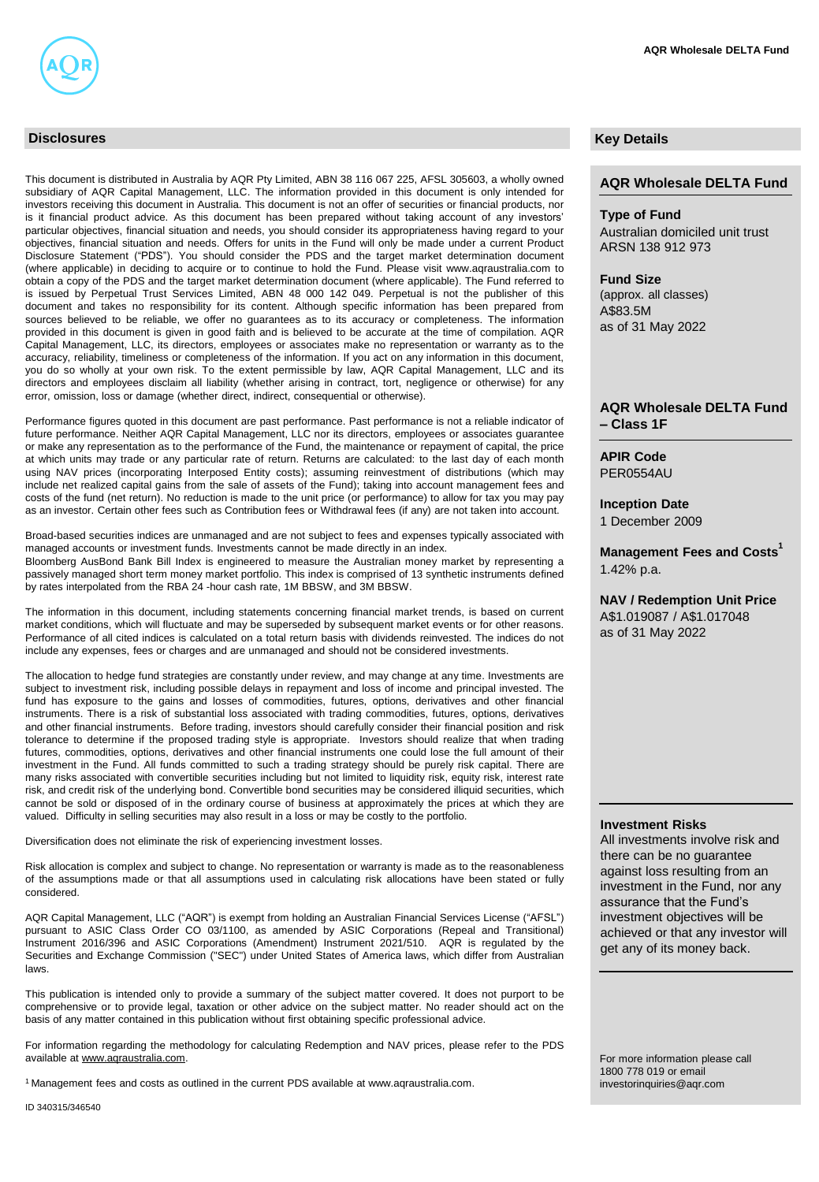## Disclosures

This document is distributed in Australia by AQR Pty Limited, ABN 38 116 067 225, AFSL 305603, a wholly owned subsidiary of AQR Capital Management, LLC. The information provided in this document is only intended for investors receiving this document in Australia. This document is not an offer of securities or financial products, nor is it financial product advice. As this document has been prepared without taking account of any investors' particular objectives, financial situation and needs, you should consider its appropriateness having regard to your objectives, financial situation and needs. Offers for units in the Fund will only be made under a current Product Disclosure Statement ("PDS"). You should consider the PDS and the target market determination document (where applicable) in deciding to acquire or to continue to hold the Fund. Please visit www.aqraustralia.com to obtain a copy of the PDS and the target market determination document (where applicable). The Fund referred to is issued by Perpetual Trust Services Limited, ABN 48 000 142 049. Perpetual is not the publisher of this document and takes no responsibility for its content. Although specific information has been prepared from sources believed to be reliable, we offer no guarantees as to its accuracy or completeness. The information provided in this document is given in good faith and is believed to be accurate at the time of compilation. AQR Capital Management, LLC, its directors, employees or associates make no representation or warranty as to the accuracy, reliability, timeliness or completeness of the information. If you act on any information in this document, you do so wholly at your own risk. To the extent permissible by law, AQR Capital Management, LLC and its directors and employees disclaim all liability (whether arising in contract, tort, negligence or otherwise) for any error, omission, loss or damage (whether direct, indirect, consequential or otherwise).

Performance figures quoted in this document are past performance. Past performance is not a reliable indicator of future performance. Neither AQR Capital Management, LLC nor its directors, employees or associates guarantee or make any representation as to the performance of the Fund, the maintenance or repayment of capital, the price at which units may trade or any particular rate of return. Returns are calculated: to the last day of each month using NAV prices (incorporating Interposed Entity costs); assuming reinvestment of distributions (which may include net realized capital gains from the sale of assets of the Fund); taking into account management fees and costs of the fund (net return). No reduction is made to the unit price (or performance) to allow for tax you may pay as an investor. Certain other fees such as Contribution fees or Withdrawal fees (if any) are not taken into account.

Broad-based securities indices are unmanaged and are not subject to fees and expenses typically associated with managed accounts or investment funds. Investments cannot be made directly in an index.
Bloomberg AusBond Bank Bill Index is engineered to measure the Australian money market by representing a passively managed short term money market portfolio. This index is comprised of 13 synthetic instruments defined by rates interpolated from the RBA 24 -hour cash rate, 1M BBSW, and 3M BBSW.

The information in this document, including statements concerning financial market trends, is based on current market conditions, which will fluctuate and may be superseded by subsequent market events or for other reasons. Performance of all cited indices is calculated on a total return basis with dividends reinvested. The indices do not include any expenses, fees or charges and are unmanaged and should not be considered investments.

The allocation to hedge fund strategies are constantly under review, and may change at any time. Investments are subject to investment risk, including possible delays in repayment and loss of income and principal invested. The fund has exposure to the gains and losses of commodities, futures, options, derivatives and other financial instruments. There is a risk of substantial loss associated with trading commodities, futures, options, derivatives and other financial instruments. Before trading, investors should carefully consider their financial position and risk tolerance to determine if the proposed trading style is appropriate. Investors should realize that when trading futures, commodities, options, derivatives and other financial instruments one could lose the full amount of their investment in the Fund. All funds committed to such a trading strategy should be purely risk capital. There are many risks associated with convertible securities including but not limited to liquidity risk, equity risk, interest rate risk, and credit risk of the underlying bond. Convertible bond securities may be considered illiquid securities, which cannot be sold or disposed of in the ordinary course of business at approximately the prices at which they are valued. Difficulty in selling securities may also result in a loss or may be costly to the portfolio.

Diversification does not eliminate the risk of experiencing investment losses.

Risk allocation is complex and subject to change. No representation or warranty is made as to the reasonableness of the assumptions made or that all assumptions used in calculating risk allocations have been stated or fully considered.

AQR Capital Management, LLC ("AQR") is exempt from holding an Australian Financial Services License ("AFSL") pursuant to ASIC Class Order CO 03/1100, as amended by ASIC Corporations (Repeal and Transitional) Instrument 2016/396 and ASIC Corporations (Amendment) Instrument 2021/510. AQR is regulated by the Securities and Exchange Commission ("SEC") under United States of America laws, which differ from Australian laws.

This publication is intended only to provide a summary of the subject matter covered. It does not purport to be comprehensive or to provide legal, taxation or other advice on the subject matter. No reader should act on the basis of any matter contained in this publication without first obtaining specific professional advice.

For information regarding the methodology for calculating Redemption and NAV prices, please refer to the PDS available at www.aqraustralia.com.

[1] Management fees and costs as outlined in the current PDS available at www.aqraustralia.com.

ID 340315/346540

## Key Details

### AQR Wholesale DELTA Fund

**Type of Fund**
Australian domiciled unit trust
ARSN 138 912 973

**Fund Size**
(approx. all classes)
A$83.5M
as of 31 May 2022

### AQR Wholesale DELTA Fund – Class 1F

**APIR Code**
PER0554AU

**Inception Date**
1 December 2009

**Management Fees and Costs[1]**
1.42% p.a.

**NAV / Redemption Unit Price**
A$1.019087 / A$1.017048
as of 31 May 2022

**Investment Risks**
All investments involve risk and there can be no guarantee against loss resulting from an investment in the Fund, nor any assurance that the Fund's investment objectives will be achieved or that any investor will get any of its money back.

For more information please call 1800 778 019 or email investorinquiries@aqr.com